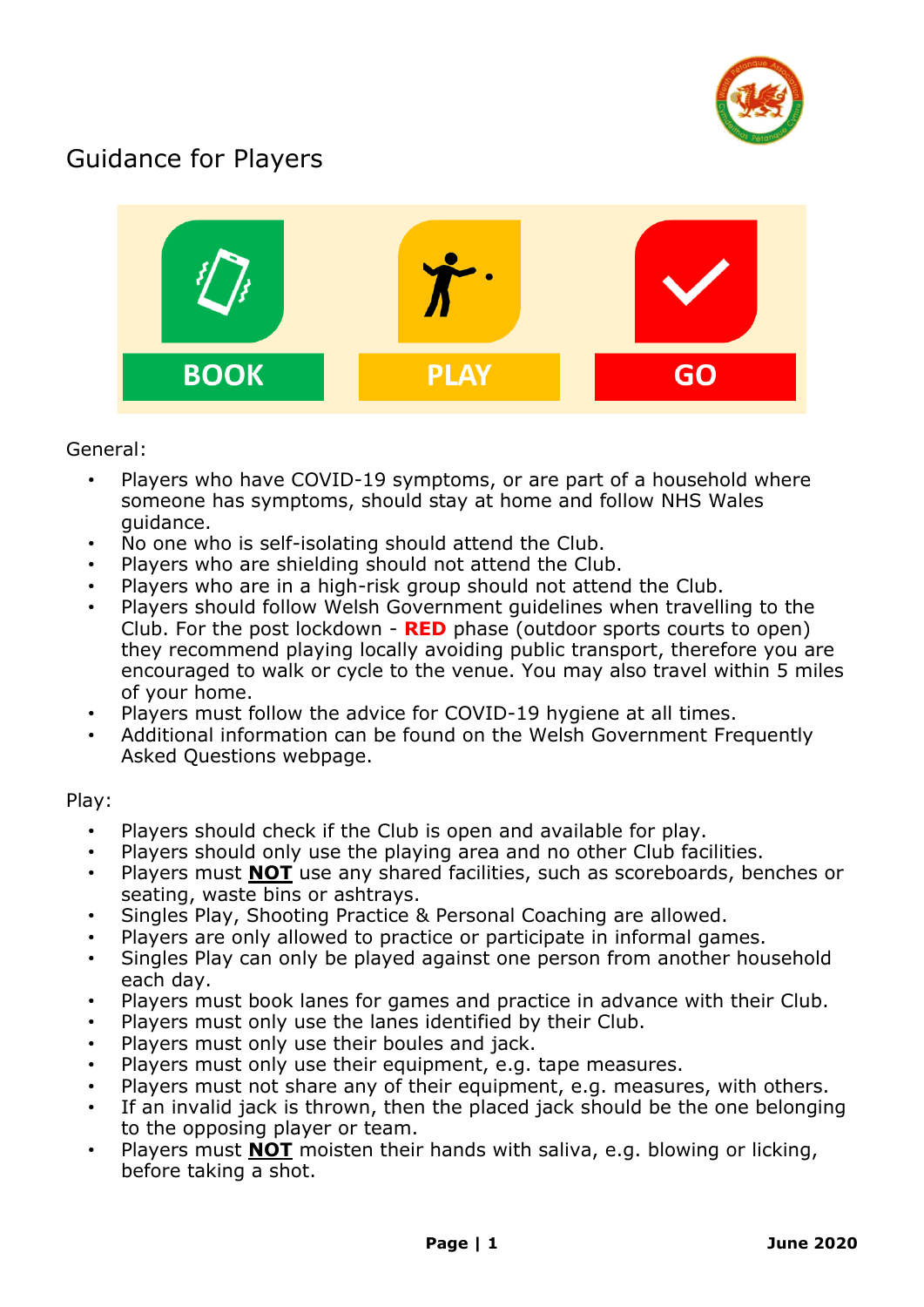# Guidance for Players

BOOK PLAY GO

General:

- Players who have COVID-19 symptoms, or are part of a household where someone has symptoms, should stay at home and follow NHS Wales guidance.
- No one who is self-isolating should attend the Club.
- Players who are shielding should not attend the Club.
- Players who are in a high-risk group should not attend the Club.
- Players should follow Welsh Government guidelines when travelling to the Club. For the post lockdown - **RED** phase (outdoor sports courts to open) they recommend playing locally avoiding public transport, therefore you are encouraged to walk or cycle to the venue. You may also travel within 5 miles of your home.
- Players must follow the advice for COVID-19 hygiene at all times.
- Additional information can be found on the Welsh Government Frequently Asked Questions webpage.

Play:

- Players should check if the Club is open and available for play.
- Players should only use the playing area and no other Club facilities.
- Players must **NOT** use any shared facilities, such as scoreboards, benches or seating, waste bins or ashtrays.
- Singles Play, Shooting Practice & Personal Coaching are allowed.
- Players are only allowed to practice or participate in informal games.
- Singles Play can only be played against one person from another household each day.
- Players must book lanes for games and practice in advance with their Club.
- Players must only use the lanes identified by their Club.
- Players must only use their boules and jack.
- Players must only use their equipment, e.g. tape measures.
- Players must not share any of their equipment, e.g. measures, with others.
- If an invalid jack is thrown, then the placed jack should be the one belonging to the opposing player or team.
- Players must **NOT** moisten their hands with saliva, e.g. blowing or licking, before taking a shot.

**June 2020**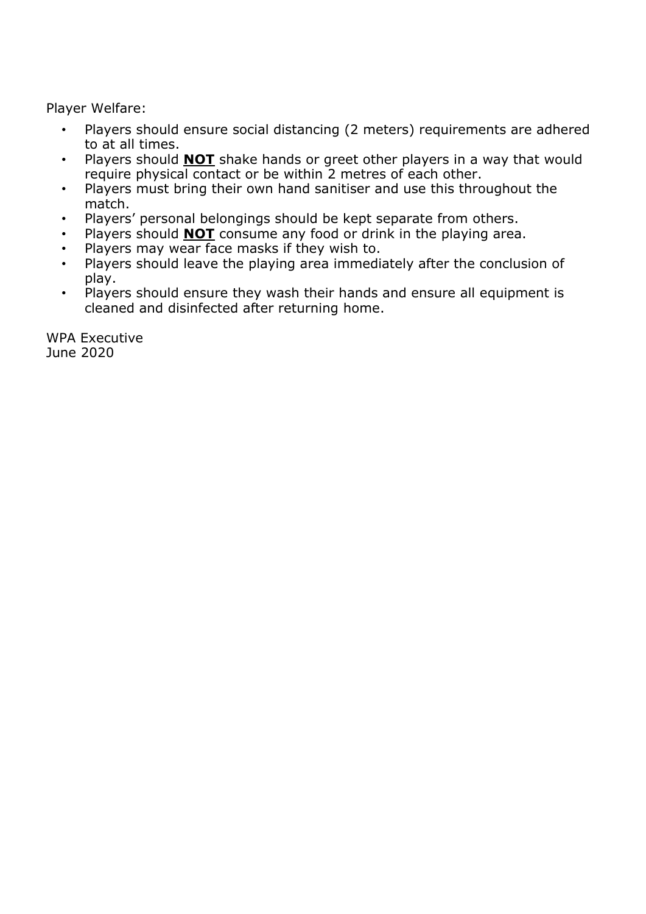Player Welfare:

- Players should ensure social distancing (2 meters) requirements are adhered to at all times.
- Players should **NOT** shake hands or greet other players in a way that would require physical contact or be within 2 metres of each other.
- Players must bring their own hand sanitiser and use this throughout the match.
- Players' personal belongings should be kept separate from others.
- Players should **NOT** consume any food or drink in the playing area.
- Players may wear face masks if they wish to.
- Players should leave the playing area immediately after the conclusion of play.
- Players should ensure they wash their hands and ensure all equipment is cleaned and disinfected after returning home.

WPA Executive
June 2020